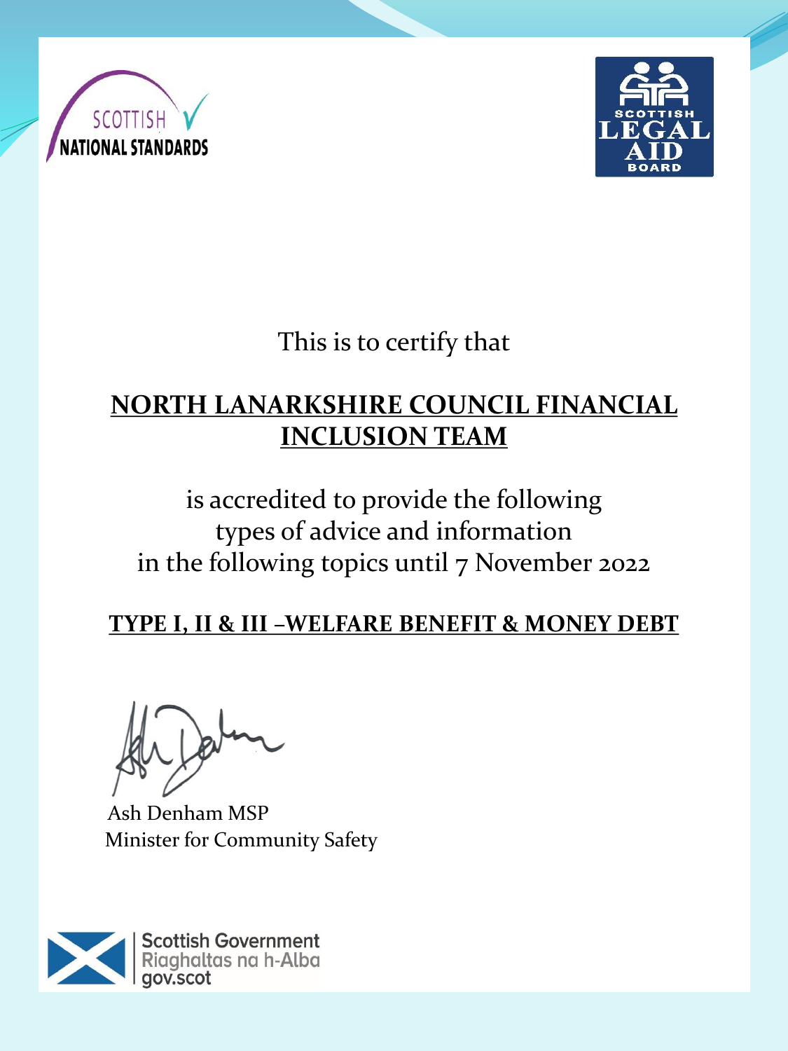SCOTTISH NATIONAL STANDARDS

SCOTTISH LEGAL AID BOARD

This is to certify that

**<u>NORTH LANARKSHIRE COUNCIL FINANCIAL INCLUSION TEAM</u>**

is accredited to provide the following types of advice and information in the following topics until 7 November 2022

**<u>TYPE I, II & III –WELFARE BENEFIT & MONEY DEBT</u>**

Ash Denham MSP
Minister for Community Safety

Scottish Government
Riaghaltas na h-Alba
gov.scot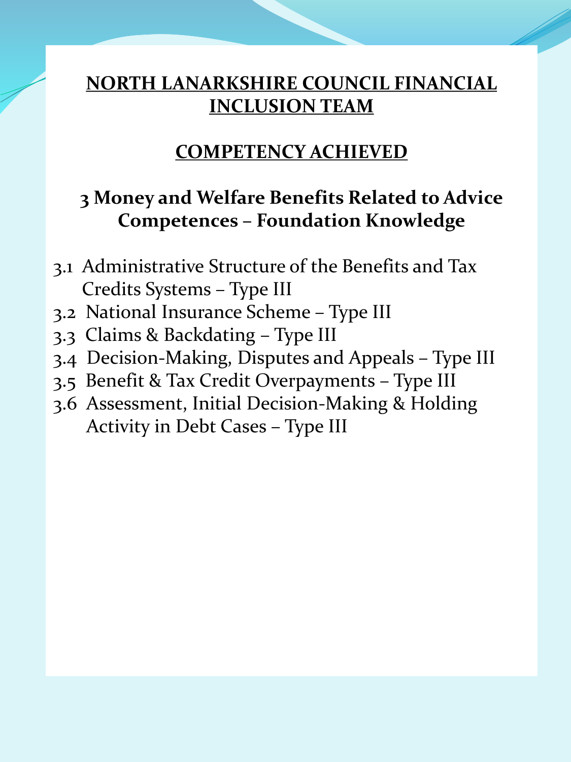# NORTH LANARKSHIRE COUNCIL FINANCIAL INCLUSION TEAM

## COMPETENCY ACHIEVED

### 3 Money and Welfare Benefits Related to Advice Competences – Foundation Knowledge

- 3.1 Administrative Structure of the Benefits and Tax Credits Systems – Type III
- 3.2 National Insurance Scheme – Type III
- 3.3 Claims & Backdating – Type III
- 3.4 Decision-Making, Disputes and Appeals – Type III
- 3.5 Benefit & Tax Credit Overpayments – Type III
- 3.6 Assessment, Initial Decision-Making & Holding Activity in Debt Cases – Type III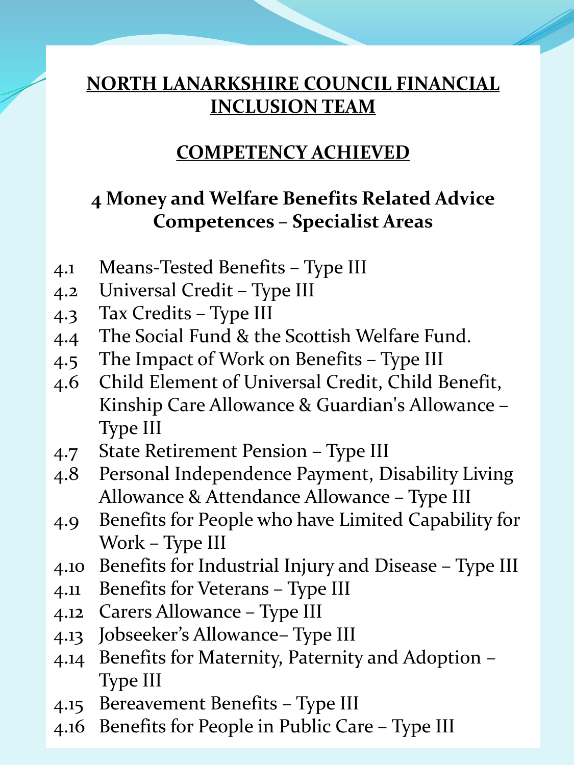# NORTH LANARKSHIRE COUNCIL FINANCIAL INCLUSION TEAM

## COMPETENCY ACHIEVED

### 4 Money and Welfare Benefits Related Advice Competences – Specialist Areas

4.1 Means-Tested Benefits – Type III
4.2 Universal Credit – Type III
4.3 Tax Credits – Type III
4.4 The Social Fund & the Scottish Welfare Fund.
4.5 The Impact of Work on Benefits – Type III
4.6 Child Element of Universal Credit, Child Benefit, Kinship Care Allowance & Guardian's Allowance – Type III
4.7 State Retirement Pension – Type III
4.8 Personal Independence Payment, Disability Living Allowance & Attendance Allowance – Type III
4.9 Benefits for People who have Limited Capability for Work – Type III
4.10 Benefits for Industrial Injury and Disease – Type III
4.11 Benefits for Veterans – Type III
4.12 Carers Allowance – Type III
4.13 Jobseeker's Allowance– Type III
4.14 Benefits for Maternity, Paternity and Adoption – Type III
4.15 Bereavement Benefits – Type III
4.16 Benefits for People in Public Care – Type III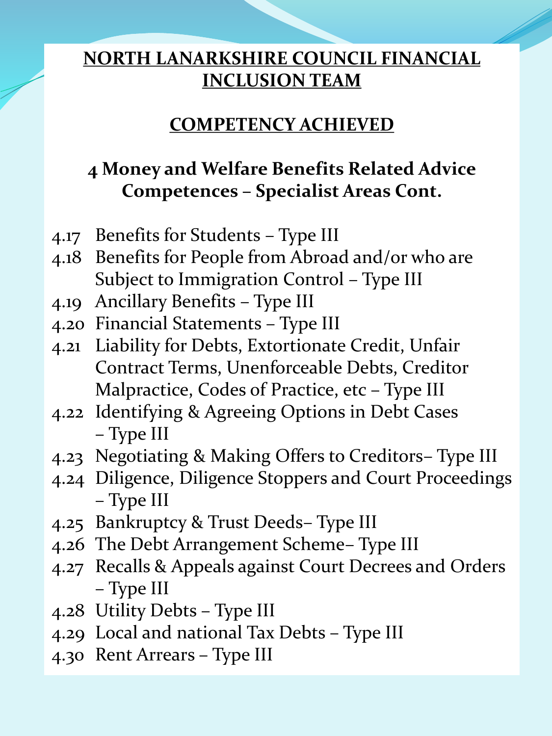# NORTH LANARKSHIRE COUNCIL FINANCIAL INCLUSION TEAM

## COMPETENCY ACHIEVED

### 4 Money and Welfare Benefits Related Advice Competences – Specialist Areas Cont.

- 4.17 Benefits for Students – Type III
- 4.18 Benefits for People from Abroad and/or who are Subject to Immigration Control – Type III
- 4.19 Ancillary Benefits – Type III
- 4.20 Financial Statements – Type III
- 4.21 Liability for Debts, Extortionate Credit, Unfair Contract Terms, Unenforceable Debts, Creditor Malpractice, Codes of Practice, etc – Type III
- 4.22 Identifying & Agreeing Options in Debt Cases – Type III
- 4.23 Negotiating & Making Offers to Creditors– Type III
- 4.24 Diligence, Diligence Stoppers and Court Proceedings – Type III
- 4.25 Bankruptcy & Trust Deeds– Type III
- 4.26 The Debt Arrangement Scheme– Type III
- 4.27 Recalls & Appeals against Court Decrees and Orders – Type III
- 4.28 Utility Debts – Type III
- 4.29 Local and national Tax Debts – Type III
- 4.30 Rent Arrears – Type III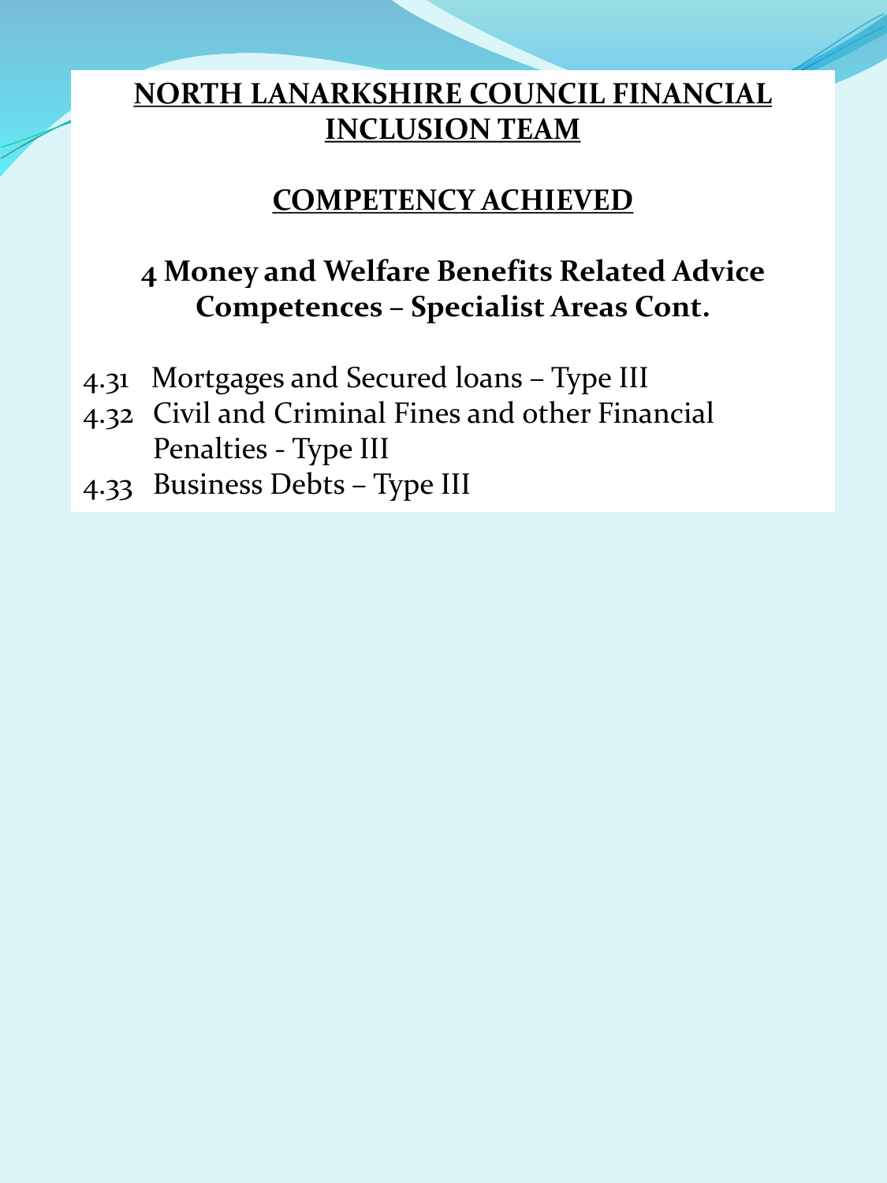# NORTH LANARKSHIRE COUNCIL FINANCIAL INCLUSION TEAM

## COMPETENCY ACHIEVED

### 4 Money and Welfare Benefits Related Advice Competences – Specialist Areas Cont.

4.31 Mortgages and Secured loans – Type III

4.32 Civil and Criminal Fines and other Financial Penalties - Type III

4.33 Business Debts – Type III